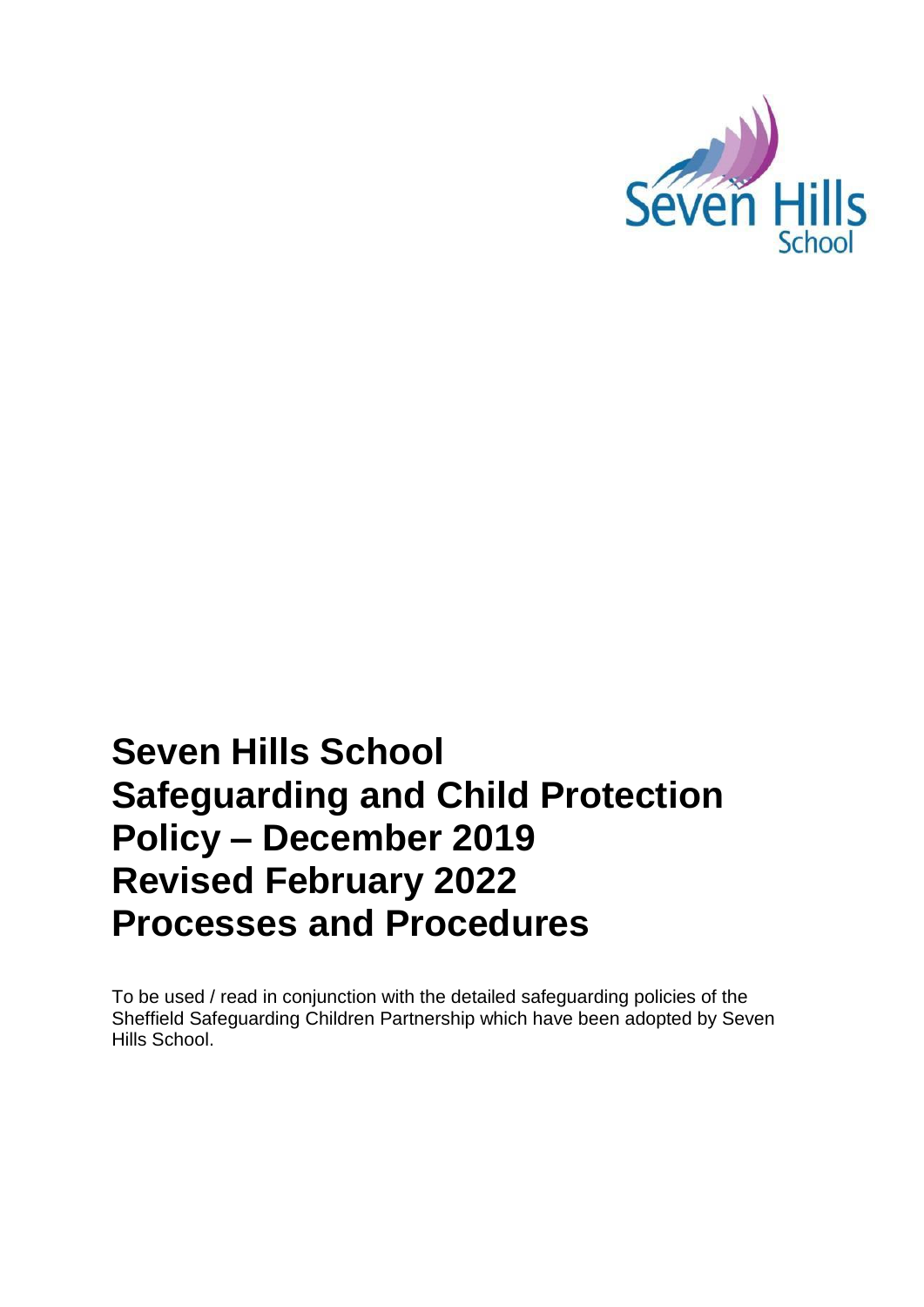# Seven Hills School
# Safeguarding and Child Protection Policy – December 2019
# Revised February 2022
# Processes and Procedures

To be used / read in conjunction with the detailed safeguarding policies of the Sheffield Safeguarding Children Partnership which have been adopted by Seven Hills School.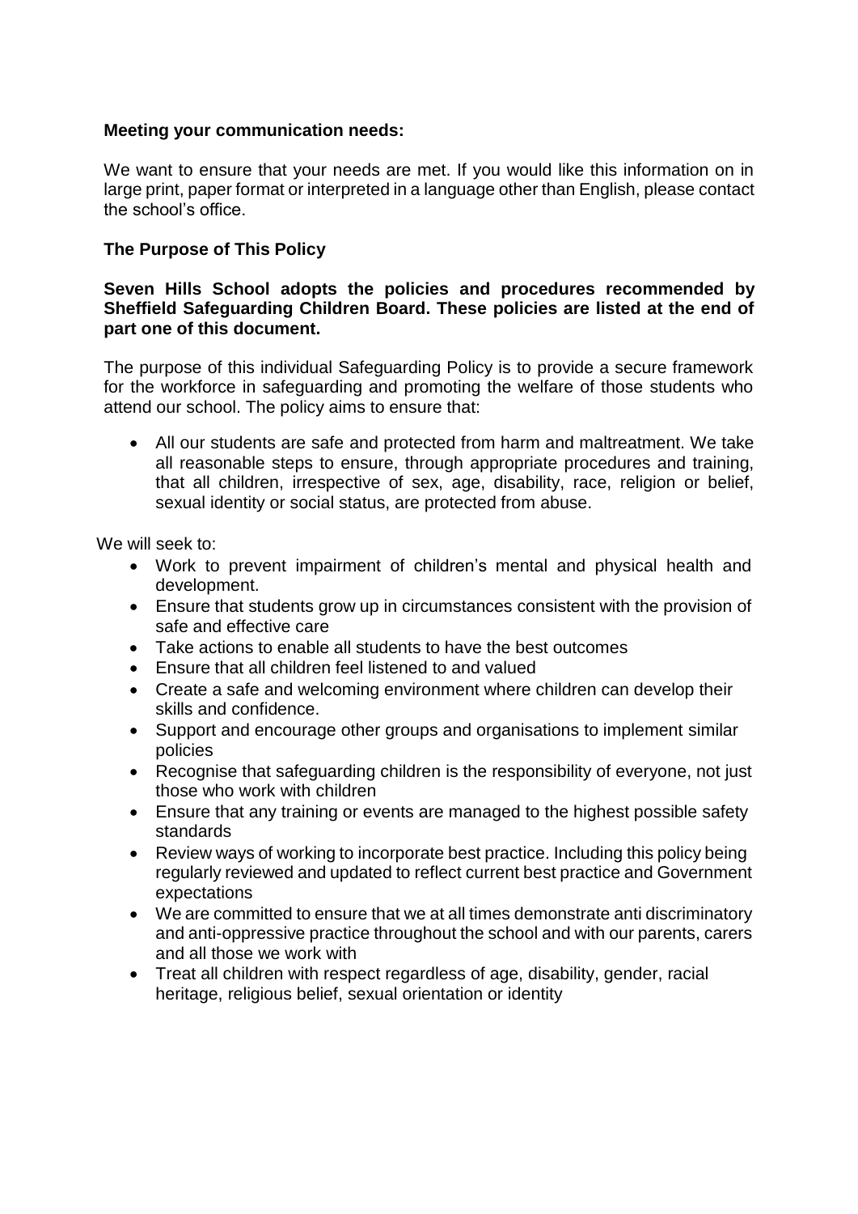**Meeting your communication needs:**

We want to ensure that your needs are met. If you would like this information on in large print, paper format or interpreted in a language other than English, please contact the school's office.

**The Purpose of This Policy**

**Seven Hills School adopts the policies and procedures recommended by Sheffield Safeguarding Children Board. These policies are listed at the end of part one of this document.**

The purpose of this individual Safeguarding Policy is to provide a secure framework for the workforce in safeguarding and promoting the welfare of those students who attend our school. The policy aims to ensure that:

- All our students are safe and protected from harm and maltreatment. We take all reasonable steps to ensure, through appropriate procedures and training, that all children, irrespective of sex, age, disability, race, religion or belief, sexual identity or social status, are protected from abuse.

We will seek to:

- Work to prevent impairment of children's mental and physical health and development.
- Ensure that students grow up in circumstances consistent with the provision of safe and effective care
- Take actions to enable all students to have the best outcomes
- Ensure that all children feel listened to and valued
- Create a safe and welcoming environment where children can develop their skills and confidence.
- Support and encourage other groups and organisations to implement similar policies
- Recognise that safeguarding children is the responsibility of everyone, not just those who work with children
- Ensure that any training or events are managed to the highest possible safety standards
- Review ways of working to incorporate best practice. Including this policy being regularly reviewed and updated to reflect current best practice and Government expectations
- We are committed to ensure that we at all times demonstrate anti discriminatory and anti-oppressive practice throughout the school and with our parents, carers and all those we work with
- Treat all children with respect regardless of age, disability, gender, racial heritage, religious belief, sexual orientation or identity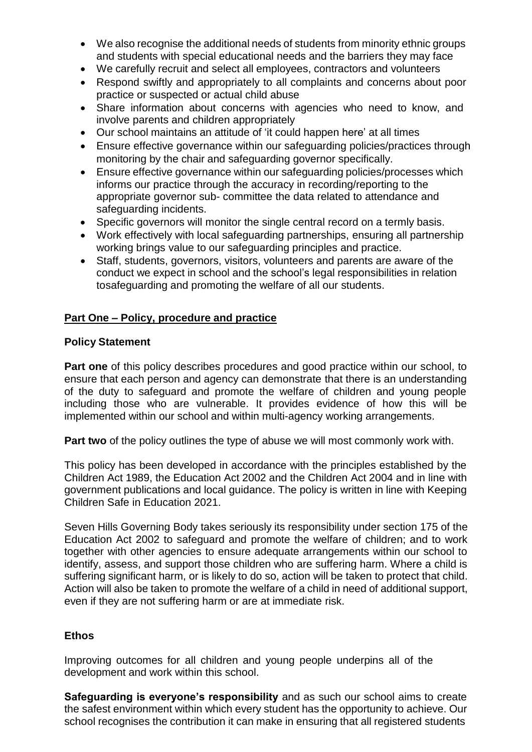- We also recognise the additional needs of students from minority ethnic groups and students with special educational needs and the barriers they may face
- We carefully recruit and select all employees, contractors and volunteers
- Respond swiftly and appropriately to all complaints and concerns about poor practice or suspected or actual child abuse
- Share information about concerns with agencies who need to know, and involve parents and children appropriately
- Our school maintains an attitude of 'it could happen here' at all times
- Ensure effective governance within our safeguarding policies/practices through monitoring by the chair and safeguarding governor specifically.
- Ensure effective governance within our safeguarding policies/processes which informs our practice through the accuracy in recording/reporting to the appropriate governor sub- committee the data related to attendance and safeguarding incidents.
- Specific governors will monitor the single central record on a termly basis.
- Work effectively with local safeguarding partnerships, ensuring all partnership working brings value to our safeguarding principles and practice.
- Staff, students, governors, visitors, volunteers and parents are aware of the conduct we expect in school and the school's legal responsibilities in relation tosafeguarding and promoting the welfare of all our students.

## Part One – Policy, procedure and practice

### Policy Statement

**Part one** of this policy describes procedures and good practice within our school, to ensure that each person and agency can demonstrate that there is an understanding of the duty to safeguard and promote the welfare of children and young people including those who are vulnerable. It provides evidence of how this will be implemented within our school and within multi-agency working arrangements.

**Part two** of the policy outlines the type of abuse we will most commonly work with.

This policy has been developed in accordance with the principles established by the Children Act 1989, the Education Act 2002 and the Children Act 2004 and in line with government publications and local guidance. The policy is written in line with Keeping Children Safe in Education 2021.

Seven Hills Governing Body takes seriously its responsibility under section 175 of the Education Act 2002 to safeguard and promote the welfare of children; and to work together with other agencies to ensure adequate arrangements within our school to identify, assess, and support those children who are suffering harm. Where a child is suffering significant harm, or is likely to do so, action will be taken to protect that child. Action will also be taken to promote the welfare of a child in need of additional support, even if they are not suffering harm or are at immediate risk.

### Ethos

Improving outcomes for all children and young people underpins all of the development and work within this school.

**Safeguarding is everyone's responsibility** and as such our school aims to create the safest environment within which every student has the opportunity to achieve. Our school recognises the contribution it can make in ensuring that all registered students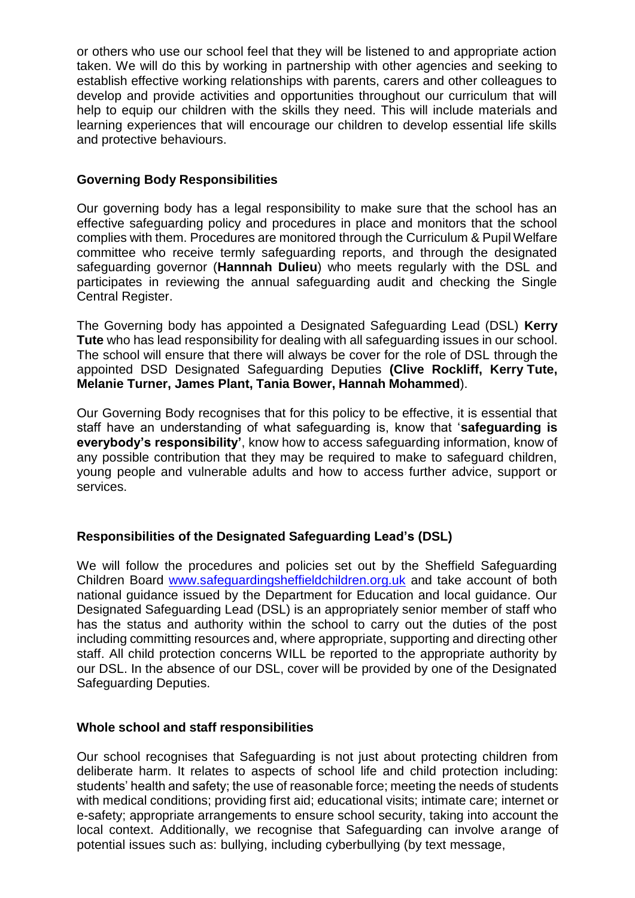or others who use our school feel that they will be listened to and appropriate action taken. We will do this by working in partnership with other agencies and seeking to establish effective working relationships with parents, carers and other colleagues to develop and provide activities and opportunities throughout our curriculum that will help to equip our children with the skills they need. This will include materials and learning experiences that will encourage our children to develop essential life skills and protective behaviours.

### Governing Body Responsibilities

Our governing body has a legal responsibility to make sure that the school has an effective safeguarding policy and procedures in place and monitors that the school complies with them. Procedures are monitored through the Curriculum & Pupil Welfare committee who receive termly safeguarding reports, and through the designated safeguarding governor (**Hannnah Dulieu**) who meets regularly with the DSL and participates in reviewing the annual safeguarding audit and checking the Single Central Register.

The Governing body has appointed a Designated Safeguarding Lead (DSL) **Kerry Tute** who has lead responsibility for dealing with all safeguarding issues in our school. The school will ensure that there will always be cover for the role of DSL through the appointed DSD Designated Safeguarding Deputies **(Clive Rockliff, Kerry Tute, Melanie Turner, James Plant, Tania Bower, Hannah Mohammed**).

Our Governing Body recognises that for this policy to be effective, it is essential that staff have an understanding of what safeguarding is, know that '**safeguarding is everybody's responsibility'**, know how to access safeguarding information, know of any possible contribution that they may be required to make to safeguard children, young people and vulnerable adults and how to access further advice, support or services.

### Responsibilities of the Designated Safeguarding Lead's (DSL)

We will follow the procedures and policies set out by the Sheffield Safeguarding Children Board [www.safeguardingsheffieldchildren.org.uk](http://www.safeguardingsheffieldchildren.org.uk) and take account of both national guidance issued by the Department for Education and local guidance. Our Designated Safeguarding Lead (DSL) is an appropriately senior member of staff who has the status and authority within the school to carry out the duties of the post including committing resources and, where appropriate, supporting and directing other staff. All child protection concerns WILL be reported to the appropriate authority by our DSL. In the absence of our DSL, cover will be provided by one of the Designated Safeguarding Deputies.

### Whole school and staff responsibilities

Our school recognises that Safeguarding is not just about protecting children from deliberate harm. It relates to aspects of school life and child protection including: students' health and safety; the use of reasonable force; meeting the needs of students with medical conditions; providing first aid; educational visits; intimate care; internet or e-safety; appropriate arrangements to ensure school security, taking into account the local context. Additionally, we recognise that Safeguarding can involve arange of potential issues such as: bullying, including cyberbullying (by text message,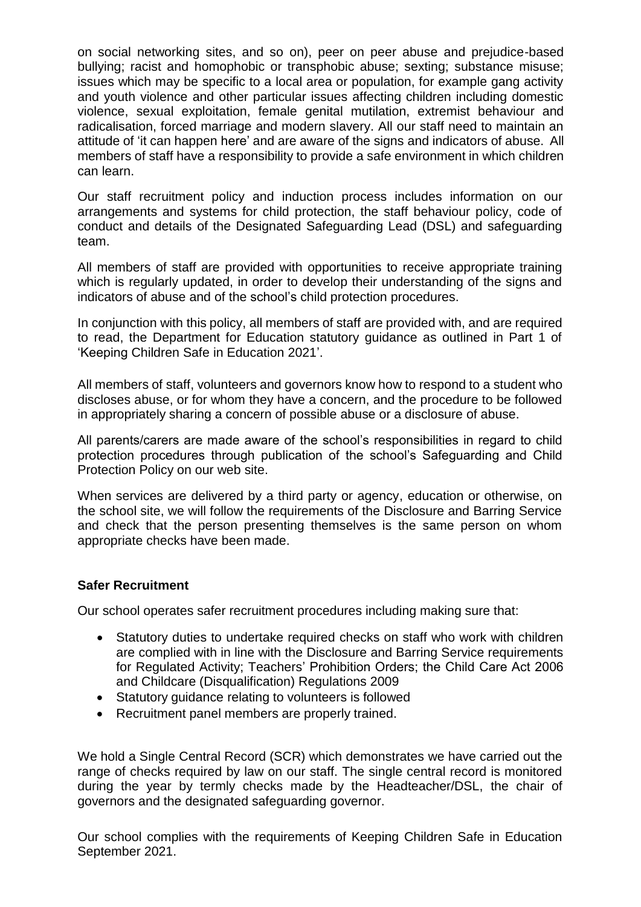on social networking sites, and so on), peer on peer abuse and prejudice-based bullying; racist and homophobic or transphobic abuse; sexting; substance misuse; issues which may be specific to a local area or population, for example gang activity and youth violence and other particular issues affecting children including domestic violence, sexual exploitation, female genital mutilation, extremist behaviour and radicalisation, forced marriage and modern slavery. All our staff need to maintain an attitude of 'it can happen here' and are aware of the signs and indicators of abuse. All members of staff have a responsibility to provide a safe environment in which children can learn.

Our staff recruitment policy and induction process includes information on our arrangements and systems for child protection, the staff behaviour policy, code of conduct and details of the Designated Safeguarding Lead (DSL) and safeguarding team.

All members of staff are provided with opportunities to receive appropriate training which is regularly updated, in order to develop their understanding of the signs and indicators of abuse and of the school's child protection procedures.

In conjunction with this policy, all members of staff are provided with, and are required to read, the Department for Education statutory guidance as outlined in Part 1 of 'Keeping Children Safe in Education 2021'.

All members of staff, volunteers and governors know how to respond to a student who discloses abuse, or for whom they have a concern, and the procedure to be followed in appropriately sharing a concern of possible abuse or a disclosure of abuse.

All parents/carers are made aware of the school's responsibilities in regard to child protection procedures through publication of the school's Safeguarding and Child Protection Policy on our web site.

When services are delivered by a third party or agency, education or otherwise, on the school site, we will follow the requirements of the Disclosure and Barring Service and check that the person presenting themselves is the same person on whom appropriate checks have been made.

**Safer Recruitment**

Our school operates safer recruitment procedures including making sure that:

- Statutory duties to undertake required checks on staff who work with children are complied with in line with the Disclosure and Barring Service requirements for Regulated Activity; Teachers' Prohibition Orders; the Child Care Act 2006 and Childcare (Disqualification) Regulations 2009
- Statutory guidance relating to volunteers is followed
- Recruitment panel members are properly trained.

We hold a Single Central Record (SCR) which demonstrates we have carried out the range of checks required by law on our staff. The single central record is monitored during the year by termly checks made by the Headteacher/DSL, the chair of governors and the designated safeguarding governor.

Our school complies with the requirements of Keeping Children Safe in Education September 2021.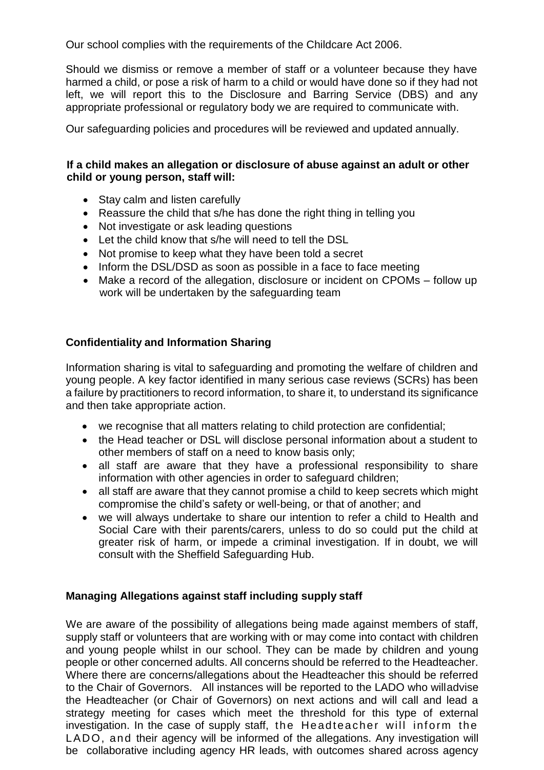Our school complies with the requirements of the Childcare Act 2006.

Should we dismiss or remove a member of staff or a volunteer because they have harmed a child, or pose a risk of harm to a child or would have done so if they had not left, we will report this to the Disclosure and Barring Service (DBS) and any appropriate professional or regulatory body we are required to communicate with.

Our safeguarding policies and procedures will be reviewed and updated annually.

**If a child makes an allegation or disclosure of abuse against an adult or other child or young person, staff will:**

- Stay calm and listen carefully
- Reassure the child that s/he has done the right thing in telling you
- Not investigate or ask leading questions
- Let the child know that s/he will need to tell the DSL
- Not promise to keep what they have been told a secret
- Inform the DSL/DSD as soon as possible in a face to face meeting
- Make a record of the allegation, disclosure or incident on CPOMs – follow up work will be undertaken by the safeguarding team

### Confidentiality and Information Sharing

Information sharing is vital to safeguarding and promoting the welfare of children and young people. A key factor identified in many serious case reviews (SCRs) has been a failure by practitioners to record information, to share it, to understand its significance and then take appropriate action.

- we recognise that all matters relating to child protection are confidential;
- the Head teacher or DSL will disclose personal information about a student to other members of staff on a need to know basis only;
- all staff are aware that they have a professional responsibility to share information with other agencies in order to safeguard children;
- all staff are aware that they cannot promise a child to keep secrets which might compromise the child's safety or well-being, or that of another; and
- we will always undertake to share our intention to refer a child to Health and Social Care with their parents/carers, unless to do so could put the child at greater risk of harm, or impede a criminal investigation. If in doubt, we will consult with the Sheffield Safeguarding Hub.

### Managing Allegations against staff including supply staff

We are aware of the possibility of allegations being made against members of staff, supply staff or volunteers that are working with or may come into contact with children and young people whilst in our school. They can be made by children and young people or other concerned adults. All concerns should be referred to the Headteacher. Where there are concerns/allegations about the Headteacher this should be referred to the Chair of Governors. All instances will be reported to the LADO who willadvise the Headteacher (or Chair of Governors) on next actions and will call and lead a strategy meeting for cases which meet the threshold for this type of external investigation. In the case of supply staff, the Headteacher will inform the LADO, and their agency will be informed of the allegations. Any investigation will be collaborative including agency HR leads, with outcomes shared across agency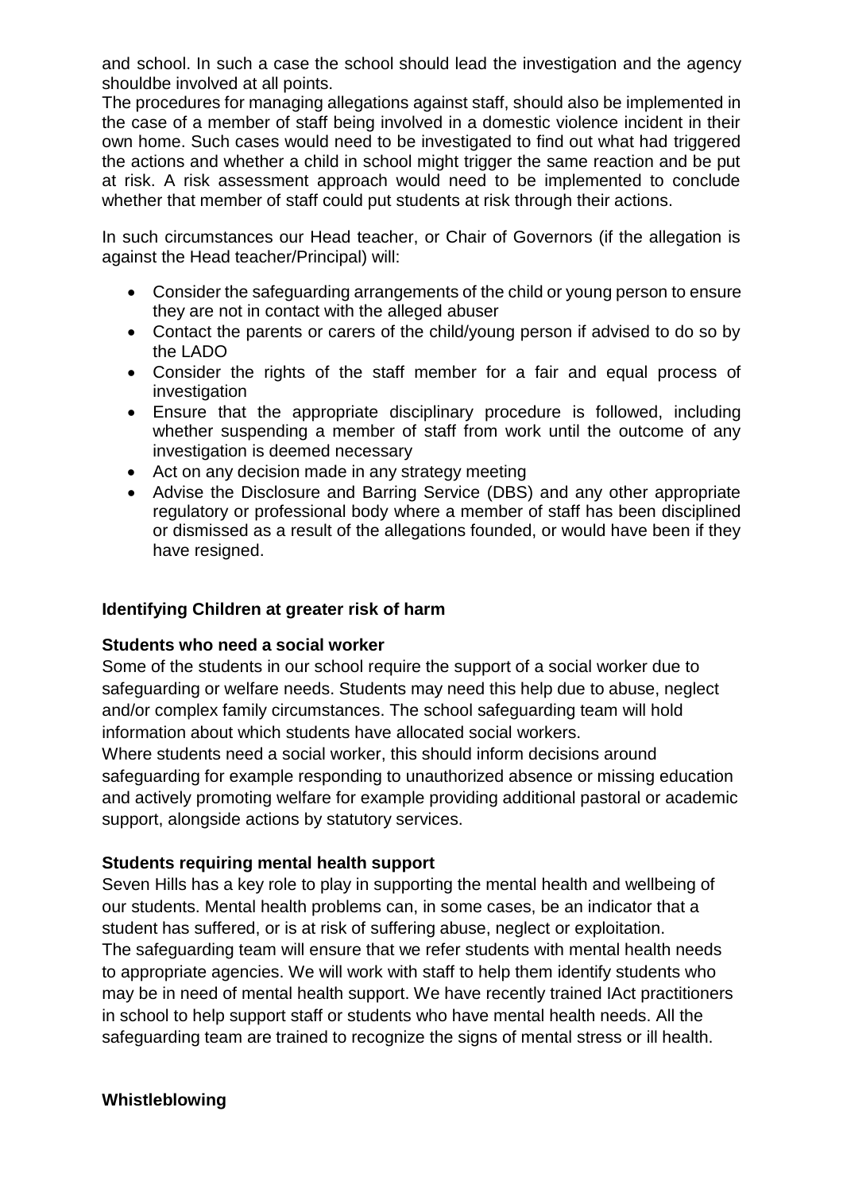and school. In such a case the school should lead the investigation and the agency shouldbe involved at all points.

The procedures for managing allegations against staff, should also be implemented in the case of a member of staff being involved in a domestic violence incident in their own home. Such cases would need to be investigated to find out what had triggered the actions and whether a child in school might trigger the same reaction and be put at risk. A risk assessment approach would need to be implemented to conclude whether that member of staff could put students at risk through their actions.

In such circumstances our Head teacher, or Chair of Governors (if the allegation is against the Head teacher/Principal) will:

- Consider the safeguarding arrangements of the child or young person to ensure they are not in contact with the alleged abuser
- Contact the parents or carers of the child/young person if advised to do so by the LADO
- Consider the rights of the staff member for a fair and equal process of investigation
- Ensure that the appropriate disciplinary procedure is followed, including whether suspending a member of staff from work until the outcome of any investigation is deemed necessary
- Act on any decision made in any strategy meeting
- Advise the Disclosure and Barring Service (DBS) and any other appropriate regulatory or professional body where a member of staff has been disciplined or dismissed as a result of the allegations founded, or would have been if they have resigned.

**Identifying Children at greater risk of harm**

**Students who need a social worker**

Some of the students in our school require the support of a social worker due to safeguarding or welfare needs. Students may need this help due to abuse, neglect and/or complex family circumstances. The school safeguarding team will hold information about which students have allocated social workers.

Where students need a social worker, this should inform decisions around safeguarding for example responding to unauthorized absence or missing education and actively promoting welfare for example providing additional pastoral or academic support, alongside actions by statutory services.

**Students requiring mental health support**

Seven Hills has a key role to play in supporting the mental health and wellbeing of our students. Mental health problems can, in some cases, be an indicator that a student has suffered, or is at risk of suffering abuse, neglect or exploitation.

The safeguarding team will ensure that we refer students with mental health needs to appropriate agencies. We will work with staff to help them identify students who may be in need of mental health support. We have recently trained IAct practitioners in school to help support staff or students who have mental health needs. All the safeguarding team are trained to recognize the signs of mental stress or ill health.

**Whistleblowing**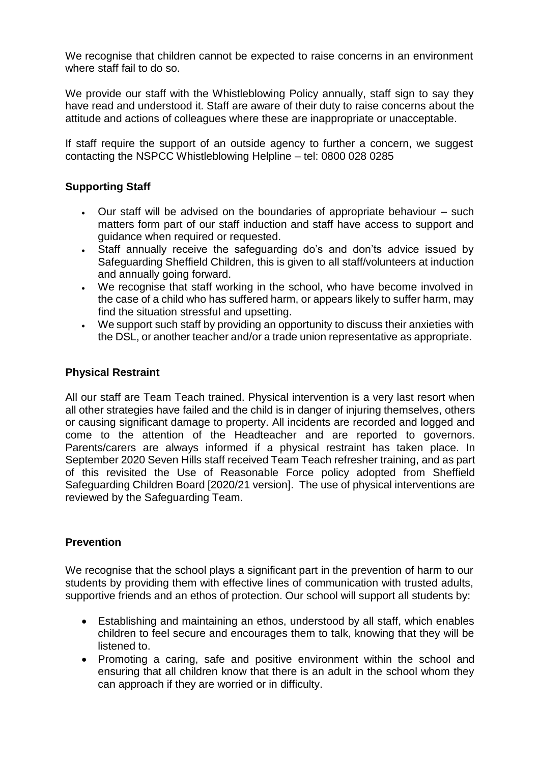We recognise that children cannot be expected to raise concerns in an environment where staff fail to do so.

We provide our staff with the Whistleblowing Policy annually, staff sign to say they have read and understood it. Staff are aware of their duty to raise concerns about the attitude and actions of colleagues where these are inappropriate or unacceptable.

If staff require the support of an outside agency to further a concern, we suggest contacting the NSPCC Whistleblowing Helpline – tel: 0800 028 0285

### Supporting Staff

- Our staff will be advised on the boundaries of appropriate behaviour – such matters form part of our staff induction and staff have access to support and guidance when required or requested.
- Staff annually receive the safeguarding do's and don'ts advice issued by Safeguarding Sheffield Children, this is given to all staff/volunteers at induction and annually going forward.
- We recognise that staff working in the school, who have become involved in the case of a child who has suffered harm, or appears likely to suffer harm, may find the situation stressful and upsetting.
- We support such staff by providing an opportunity to discuss their anxieties with the DSL, or another teacher and/or a trade union representative as appropriate.

### Physical Restraint

All our staff are Team Teach trained. Physical intervention is a very last resort when all other strategies have failed and the child is in danger of injuring themselves, others or causing significant damage to property. All incidents are recorded and logged and come to the attention of the Headteacher and are reported to governors. Parents/carers are always informed if a physical restraint has taken place. In September 2020 Seven Hills staff received Team Teach refresher training, and as part of this revisited the Use of Reasonable Force policy adopted from Sheffield Safeguarding Children Board [2020/21 version]. The use of physical interventions are reviewed by the Safeguarding Team.

### Prevention

We recognise that the school plays a significant part in the prevention of harm to our students by providing them with effective lines of communication with trusted adults, supportive friends and an ethos of protection. Our school will support all students by:

- Establishing and maintaining an ethos, understood by all staff, which enables children to feel secure and encourages them to talk, knowing that they will be listened to.
- Promoting a caring, safe and positive environment within the school and ensuring that all children know that there is an adult in the school whom they can approach if they are worried or in difficulty.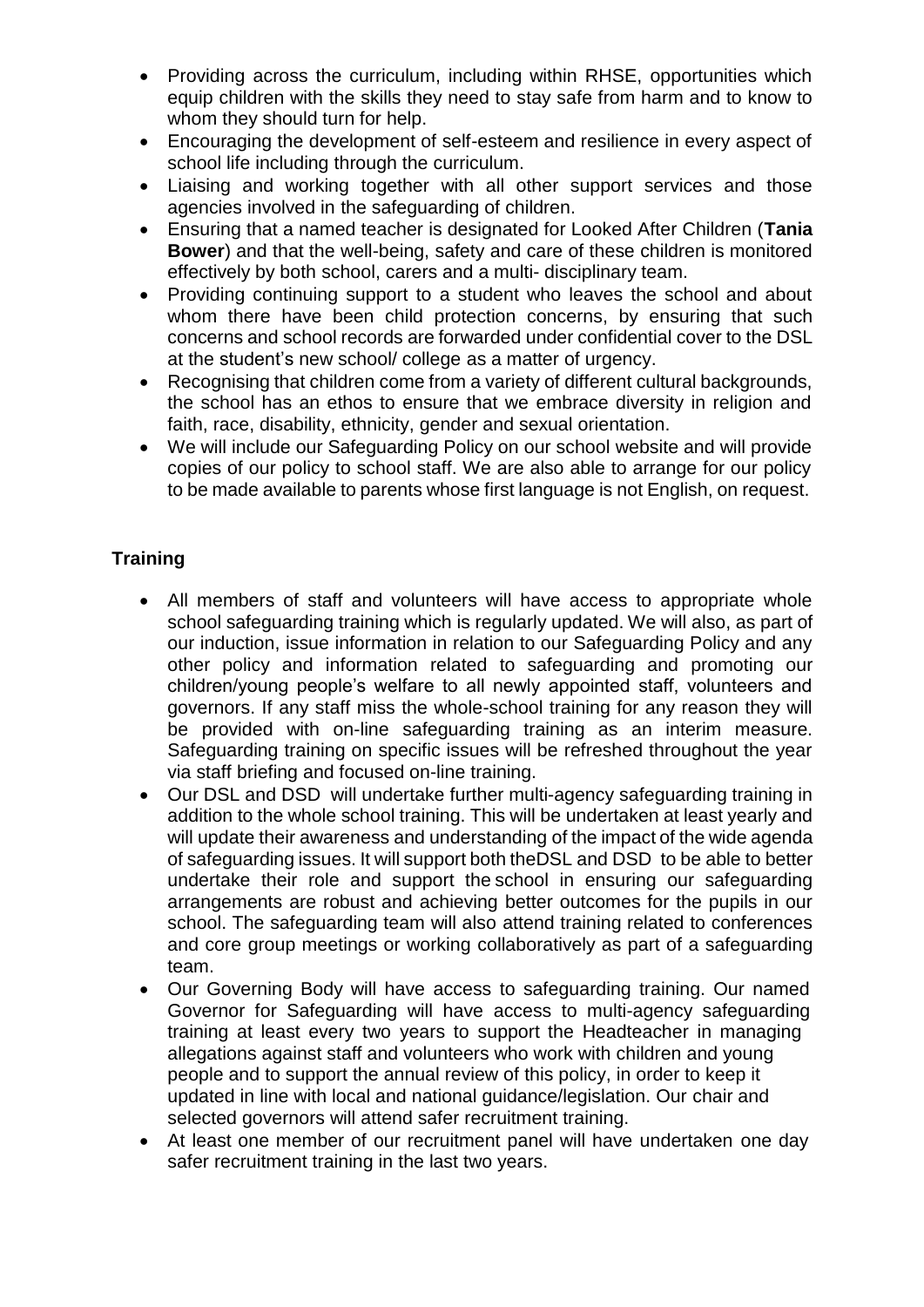- Providing across the curriculum, including within RHSE, opportunities which equip children with the skills they need to stay safe from harm and to know to whom they should turn for help.
- Encouraging the development of self-esteem and resilience in every aspect of school life including through the curriculum.
- Liaising and working together with all other support services and those agencies involved in the safeguarding of children.
- Ensuring that a named teacher is designated for Looked After Children (**Tania Bower**) and that the well-being, safety and care of these children is monitored effectively by both school, carers and a multi- disciplinary team.
- Providing continuing support to a student who leaves the school and about whom there have been child protection concerns, by ensuring that such concerns and school records are forwarded under confidential cover to the DSL at the student's new school/ college as a matter of urgency.
- Recognising that children come from a variety of different cultural backgrounds, the school has an ethos to ensure that we embrace diversity in religion and faith, race, disability, ethnicity, gender and sexual orientation.
- We will include our Safeguarding Policy on our school website and will provide copies of our policy to school staff. We are also able to arrange for our policy to be made available to parents whose first language is not English, on request.

## Training

- All members of staff and volunteers will have access to appropriate whole school safeguarding training which is regularly updated. We will also, as part of our induction, issue information in relation to our Safeguarding Policy and any other policy and information related to safeguarding and promoting our children/young people's welfare to all newly appointed staff, volunteers and governors. If any staff miss the whole-school training for any reason they will be provided with on-line safeguarding training as an interim measure. Safeguarding training on specific issues will be refreshed throughout the year via staff briefing and focused on-line training.
- Our DSL and DSD will undertake further multi-agency safeguarding training in addition to the whole school training. This will be undertaken at least yearly and will update their awareness and understanding of the impact of the wide agenda of safeguarding issues. It will support both theDSL and DSD to be able to better undertake their role and support the school in ensuring our safeguarding arrangements are robust and achieving better outcomes for the pupils in our school. The safeguarding team will also attend training related to conferences and core group meetings or working collaboratively as part of a safeguarding team.
- Our Governing Body will have access to safeguarding training. Our named Governor for Safeguarding will have access to multi-agency safeguarding training at least every two years to support the Headteacher in managing allegations against staff and volunteers who work with children and young people and to support the annual review of this policy, in order to keep it updated in line with local and national guidance/legislation. Our chair and selected governors will attend safer recruitment training.
- At least one member of our recruitment panel will have undertaken one day safer recruitment training in the last two years.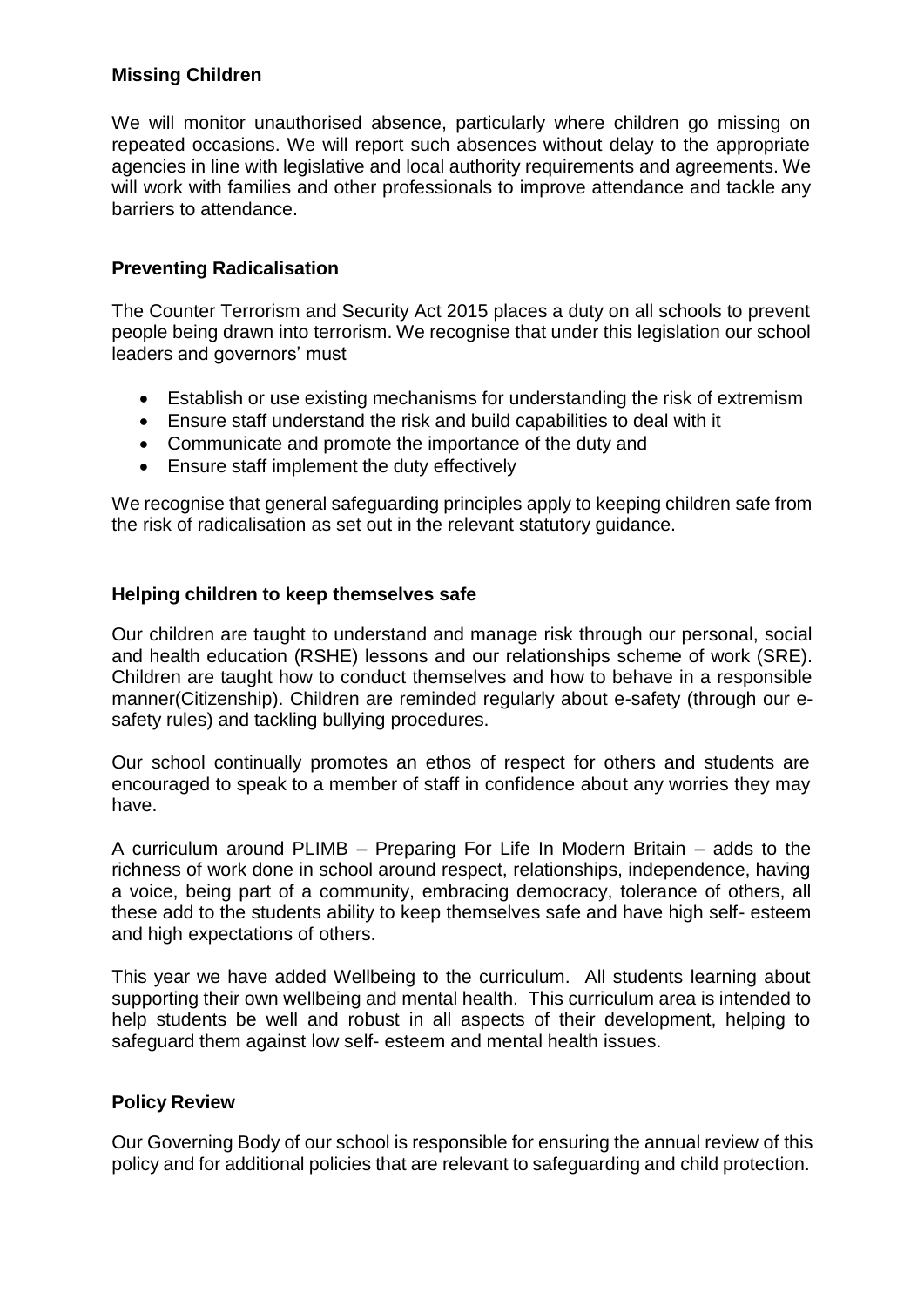**Missing Children**

We will monitor unauthorised absence, particularly where children go missing on repeated occasions. We will report such absences without delay to the appropriate agencies in line with legislative and local authority requirements and agreements. We will work with families and other professionals to improve attendance and tackle any barriers to attendance.

**Preventing Radicalisation**

The Counter Terrorism and Security Act 2015 places a duty on all schools to prevent people being drawn into terrorism. We recognise that under this legislation our school leaders and governors' must

- Establish or use existing mechanisms for understanding the risk of extremism
- Ensure staff understand the risk and build capabilities to deal with it
- Communicate and promote the importance of the duty and
- Ensure staff implement the duty effectively

We recognise that general safeguarding principles apply to keeping children safe from the risk of radicalisation as set out in the relevant statutory guidance.

**Helping children to keep themselves safe**

Our children are taught to understand and manage risk through our personal, social and health education (RSHE) lessons and our relationships scheme of work (SRE). Children are taught how to conduct themselves and how to behave in a responsible manner(Citizenship). Children are reminded regularly about e-safety (through our e-safety rules) and tackling bullying procedures.

Our school continually promotes an ethos of respect for others and students are encouraged to speak to a member of staff in confidence about any worries they may have.

A curriculum around PLIMB – Preparing For Life In Modern Britain – adds to the richness of work done in school around respect, relationships, independence, having a voice, being part of a community, embracing democracy, tolerance of others, all these add to the students ability to keep themselves safe and have high self- esteem and high expectations of others.

This year we have added Wellbeing to the curriculum. All students learning about supporting their own wellbeing and mental health. This curriculum area is intended to help students be well and robust in all aspects of their development, helping to safeguard them against low self- esteem and mental health issues.

**Policy Review**

Our Governing Body of our school is responsible for ensuring the annual review of this policy and for additional policies that are relevant to safeguarding and child protection.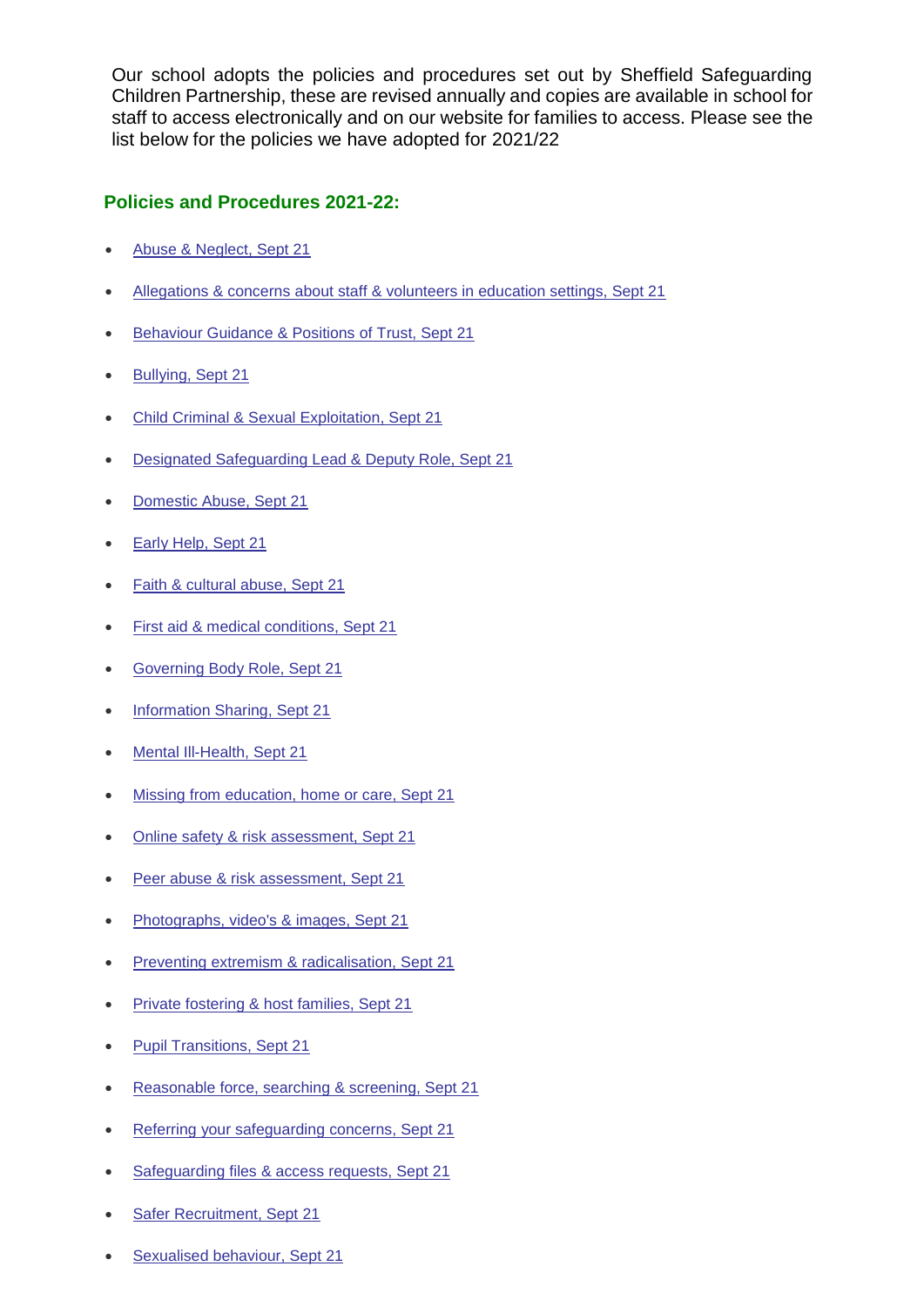Our school adopts the policies and procedures set out by Sheffield Safeguarding Children Partnership, these are revised annually and copies are available in school for staff to access electronically and on our website for families to access. Please see the list below for the policies we have adopted for 2021/22

## Policies and Procedures 2021-22:

- Abuse & Neglect, Sept 21
- Allegations & concerns about staff & volunteers in education settings, Sept 21
- Behaviour Guidance & Positions of Trust, Sept 21
- Bullying, Sept 21
- Child Criminal & Sexual Exploitation, Sept 21
- Designated Safeguarding Lead & Deputy Role, Sept 21
- Domestic Abuse, Sept 21
- Early Help, Sept 21
- Faith & cultural abuse, Sept 21
- First aid & medical conditions, Sept 21
- Governing Body Role, Sept 21
- Information Sharing, Sept 21
- Mental Ill-Health, Sept 21
- Missing from education, home or care, Sept 21
- Online safety & risk assessment, Sept 21
- Peer abuse & risk assessment, Sept 21
- Photographs, video's & images, Sept 21
- Preventing extremism & radicalisation, Sept 21
- Private fostering & host families, Sept 21
- Pupil Transitions, Sept 21
- Reasonable force, searching & screening, Sept 21
- Referring your safeguarding concerns, Sept 21
- Safeguarding files & access requests, Sept 21
- Safer Recruitment, Sept 21
- Sexualised behaviour, Sept 21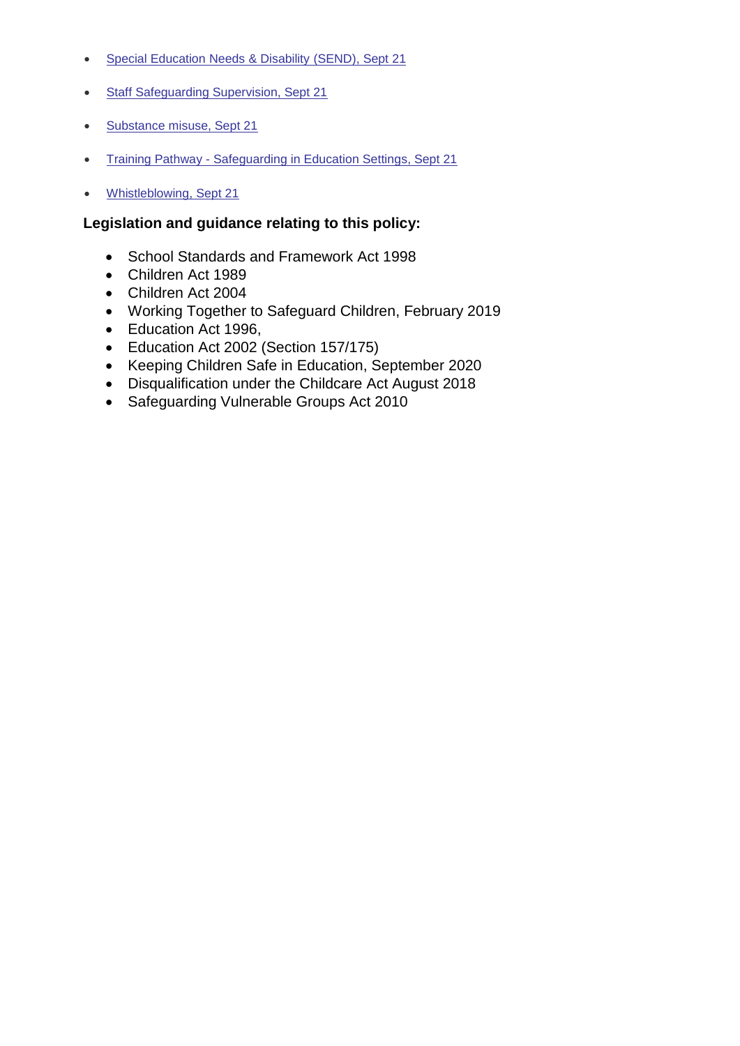- Special Education Needs & Disability (SEND), Sept 21
- Staff Safeguarding Supervision, Sept 21
- Substance misuse, Sept 21
- Training Pathway - Safeguarding in Education Settings, Sept 21
- Whistleblowing, Sept 21

### Legislation and guidance relating to this policy:

- School Standards and Framework Act 1998
- Children Act 1989
- Children Act 2004
- Working Together to Safeguard Children, February 2019
- Education Act 1996,
- Education Act 2002 (Section 157/175)
- Keeping Children Safe in Education, September 2020
- Disqualification under the Childcare Act August 2018
- Safeguarding Vulnerable Groups Act 2010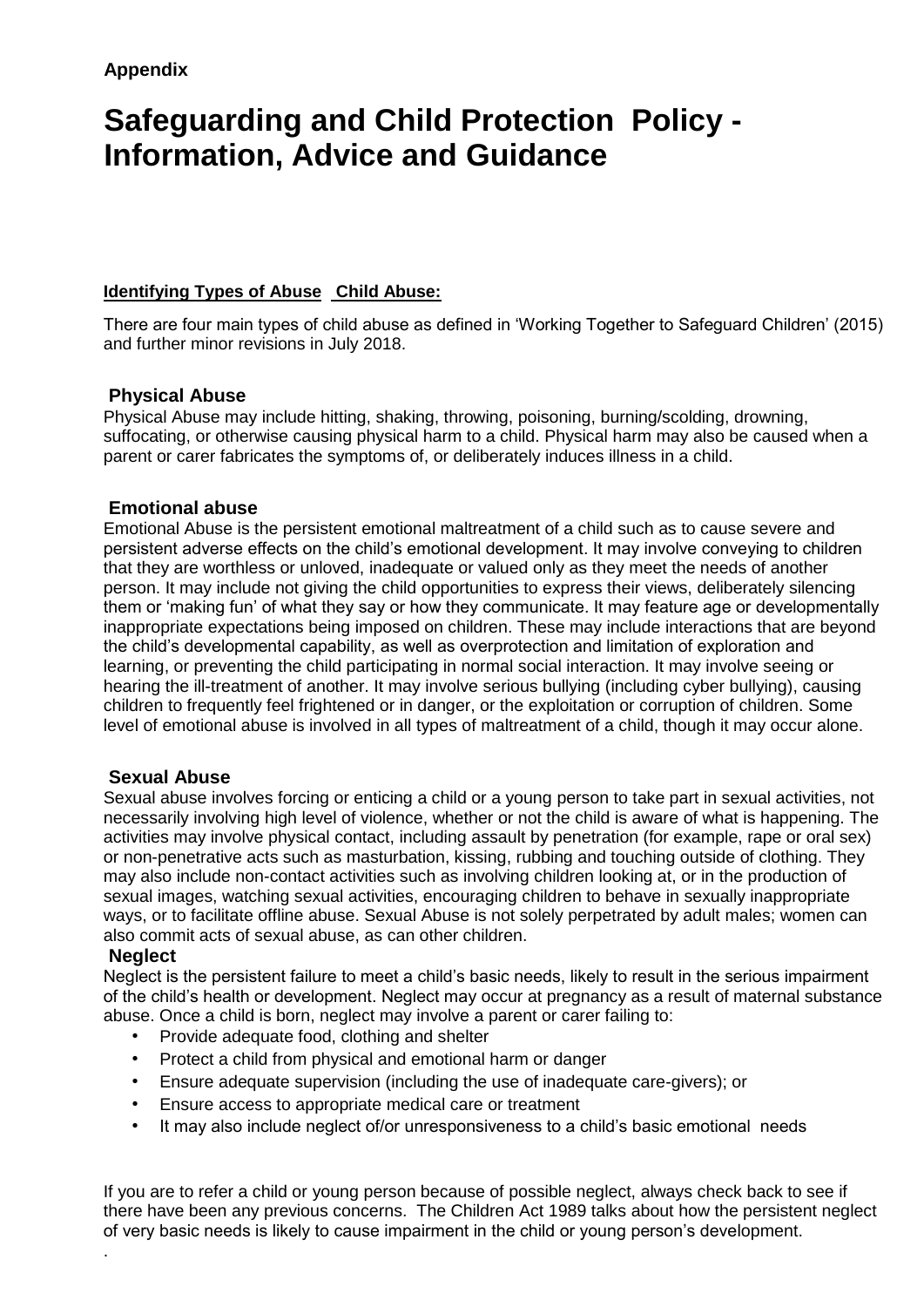**Appendix**

# Safeguarding and Child Protection Policy - Information, Advice and Guidance

**Identifying Types of Abuse Child Abuse:**

There are four main types of child abuse as defined in 'Working Together to Safeguard Children' (2015) and further minor revisions in July 2018.

## Physical Abuse

Physical Abuse may include hitting, shaking, throwing, poisoning, burning/scolding, drowning, suffocating, or otherwise causing physical harm to a child. Physical harm may also be caused when a parent or carer fabricates the symptoms of, or deliberately induces illness in a child.

## Emotional abuse

Emotional Abuse is the persistent emotional maltreatment of a child such as to cause severe and persistent adverse effects on the child's emotional development. It may involve conveying to children that they are worthless or unloved, inadequate or valued only as they meet the needs of another person. It may include not giving the child opportunities to express their views, deliberately silencing them or 'making fun' of what they say or how they communicate. It may feature age or developmentally inappropriate expectations being imposed on children. These may include interactions that are beyond the child's developmental capability, as well as overprotection and limitation of exploration and learning, or preventing the child participating in normal social interaction. It may involve seeing or hearing the ill-treatment of another. It may involve serious bullying (including cyber bullying), causing children to frequently feel frightened or in danger, or the exploitation or corruption of children. Some level of emotional abuse is involved in all types of maltreatment of a child, though it may occur alone.

## Sexual Abuse

Sexual abuse involves forcing or enticing a child or a young person to take part in sexual activities, not necessarily involving high level of violence, whether or not the child is aware of what is happening. The activities may involve physical contact, including assault by penetration (for example, rape or oral sex) or non-penetrative acts such as masturbation, kissing, rubbing and touching outside of clothing. They may also include non-contact activities such as involving children looking at, or in the production of sexual images, watching sexual activities, encouraging children to behave in sexually inappropriate ways, or to facilitate offline abuse. Sexual Abuse is not solely perpetrated by adult males; women can also commit acts of sexual abuse, as can other children.

## Neglect

Neglect is the persistent failure to meet a child's basic needs, likely to result in the serious impairment of the child's health or development. Neglect may occur at pregnancy as a result of maternal substance abuse. Once a child is born, neglect may involve a parent or carer failing to:

- Provide adequate food, clothing and shelter
- Protect a child from physical and emotional harm or danger
- Ensure adequate supervision (including the use of inadequate care-givers); or
- Ensure access to appropriate medical care or treatment
- It may also include neglect of/or unresponsiveness to a child's basic emotional needs

If you are to refer a child or young person because of possible neglect, always check back to see if there have been any previous concerns. The Children Act 1989 talks about how the persistent neglect of very basic needs is likely to cause impairment in the child or young person's development.

.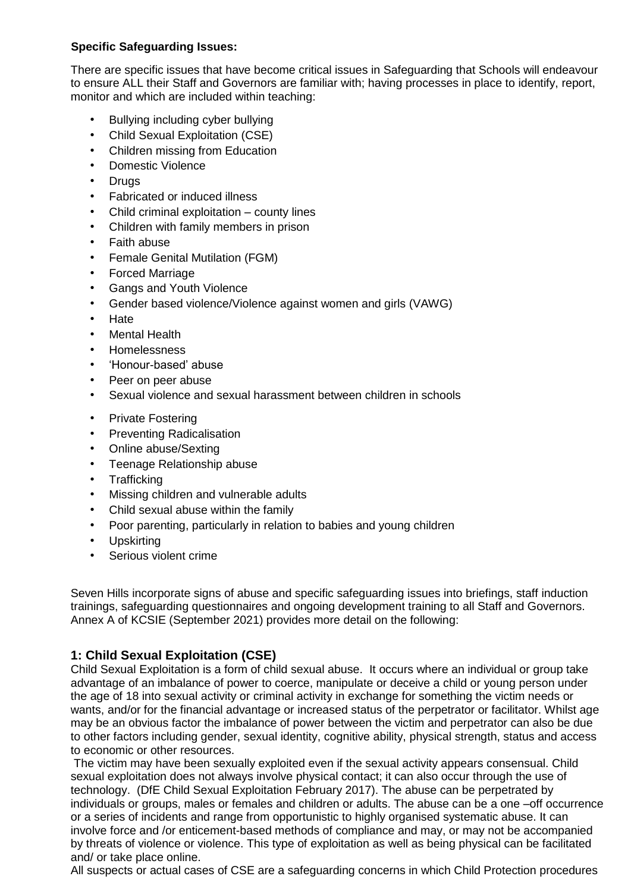**Specific Safeguarding Issues:**

There are specific issues that have become critical issues in Safeguarding that Schools will endeavour to ensure ALL their Staff and Governors are familiar with; having processes in place to identify, report, monitor and which are included within teaching:

- Bullying including cyber bullying
- Child Sexual Exploitation (CSE)
- Children missing from Education
- Domestic Violence
- Drugs
- Fabricated or induced illness
- Child criminal exploitation – county lines
- Children with family members in prison
- Faith abuse
- Female Genital Mutilation (FGM)
- Forced Marriage
- Gangs and Youth Violence
- Gender based violence/Violence against women and girls (VAWG)
- Hate
- Mental Health
- Homelessness
- 'Honour-based' abuse
- Peer on peer abuse
- Sexual violence and sexual harassment between children in schools
- Private Fostering
- Preventing Radicalisation
- Online abuse/Sexting
- Teenage Relationship abuse
- Trafficking
- Missing children and vulnerable adults
- Child sexual abuse within the family
- Poor parenting, particularly in relation to babies and young children
- Upskirting
- Serious violent crime

Seven Hills incorporate signs of abuse and specific safeguarding issues into briefings, staff induction trainings, safeguarding questionnaires and ongoing development training to all Staff and Governors. Annex A of KCSIE (September 2021) provides more detail on the following:

### 1: Child Sexual Exploitation (CSE)

Child Sexual Exploitation is a form of child sexual abuse. It occurs where an individual or group take advantage of an imbalance of power to coerce, manipulate or deceive a child or young person under the age of 18 into sexual activity or criminal activity in exchange for something the victim needs or wants, and/or for the financial advantage or increased status of the perpetrator or facilitator. Whilst age may be an obvious factor the imbalance of power between the victim and perpetrator can also be due to other factors including gender, sexual identity, cognitive ability, physical strength, status and access to economic or other resources.

The victim may have been sexually exploited even if the sexual activity appears consensual. Child sexual exploitation does not always involve physical contact; it can also occur through the use of technology. (DfE Child Sexual Exploitation February 2017). The abuse can be perpetrated by individuals or groups, males or females and children or adults. The abuse can be a one –off occurrence or a series of incidents and range from opportunistic to highly organised systematic abuse. It can involve force and /or enticement-based methods of compliance and may, or may not be accompanied by threats of violence or violence. This type of exploitation as well as being physical can be facilitated and/ or take place online.

All suspects or actual cases of CSE are a safeguarding concerns in which Child Protection procedures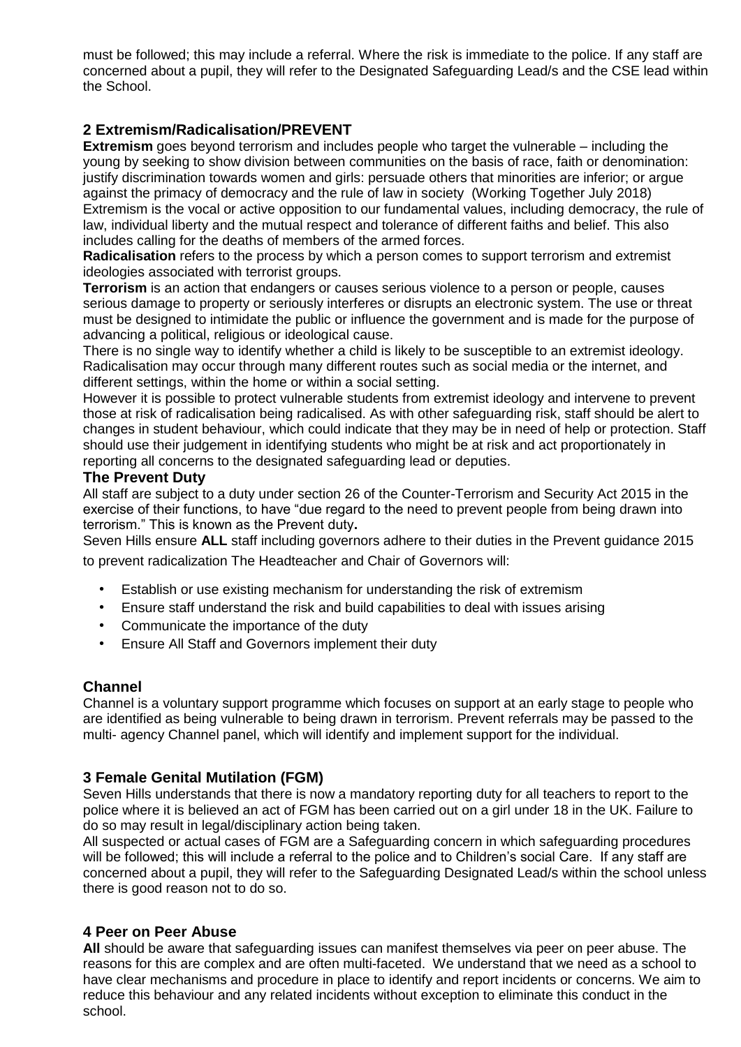must be followed; this may include a referral. Where the risk is immediate to the police. If any staff are concerned about a pupil, they will refer to the Designated Safeguarding Lead/s and the CSE lead within the School.

## 2 Extremism/Radicalisation/PREVENT

**Extremism** goes beyond terrorism and includes people who target the vulnerable – including the young by seeking to show division between communities on the basis of race, faith or denomination: justify discrimination towards women and girls: persuade others that minorities are inferior; or argue against the primacy of democracy and the rule of law in society (Working Together July 2018)
Extremism is the vocal or active opposition to our fundamental values, including democracy, the rule of law, individual liberty and the mutual respect and tolerance of different faiths and belief. This also includes calling for the deaths of members of the armed forces.

**Radicalisation** refers to the process by which a person comes to support terrorism and extremist ideologies associated with terrorist groups.

**Terrorism** is an action that endangers or causes serious violence to a person or people, causes serious damage to property or seriously interferes or disrupts an electronic system. The use or threat must be designed to intimidate the public or influence the government and is made for the purpose of advancing a political, religious or ideological cause.

There is no single way to identify whether a child is likely to be susceptible to an extremist ideology. Radicalisation may occur through many different routes such as social media or the internet, and different settings, within the home or within a social setting.

However it is possible to protect vulnerable students from extremist ideology and intervene to prevent those at risk of radicalisation being radicalised. As with other safeguarding risk, staff should be alert to changes in student behaviour, which could indicate that they may be in need of help or protection. Staff should use their judgement in identifying students who might be at risk and act proportionately in reporting all concerns to the designated safeguarding lead or deputies.

### The Prevent Duty

All staff are subject to a duty under section 26 of the Counter-Terrorism and Security Act 2015 in the exercise of their functions, to have "due regard to the need to prevent people from being drawn into terrorism." This is known as the Prevent duty**.**

Seven Hills ensure **ALL** staff including governors adhere to their duties in the Prevent guidance 2015 to prevent radicalization The Headteacher and Chair of Governors will:

- Establish or use existing mechanism for understanding the risk of extremism
- Ensure staff understand the risk and build capabilities to deal with issues arising
- Communicate the importance of the duty
- Ensure All Staff and Governors implement their duty

### Channel

Channel is a voluntary support programme which focuses on support at an early stage to people who are identified as being vulnerable to being drawn in terrorism. Prevent referrals may be passed to the multi- agency Channel panel, which will identify and implement support for the individual.

## 3 Female Genital Mutilation (FGM)

Seven Hills understands that there is now a mandatory reporting duty for all teachers to report to the police where it is believed an act of FGM has been carried out on a girl under 18 in the UK. Failure to do so may result in legal/disciplinary action being taken.

All suspected or actual cases of FGM are a Safeguarding concern in which safeguarding procedures will be followed; this will include a referral to the police and to Children's social Care. If any staff are concerned about a pupil, they will refer to the Safeguarding Designated Lead/s within the school unless there is good reason not to do so.

## 4 Peer on Peer Abuse

**All** should be aware that safeguarding issues can manifest themselves via peer on peer abuse. The reasons for this are complex and are often multi-faceted. We understand that we need as a school to have clear mechanisms and procedure in place to identify and report incidents or concerns. We aim to reduce this behaviour and any related incidents without exception to eliminate this conduct in the school.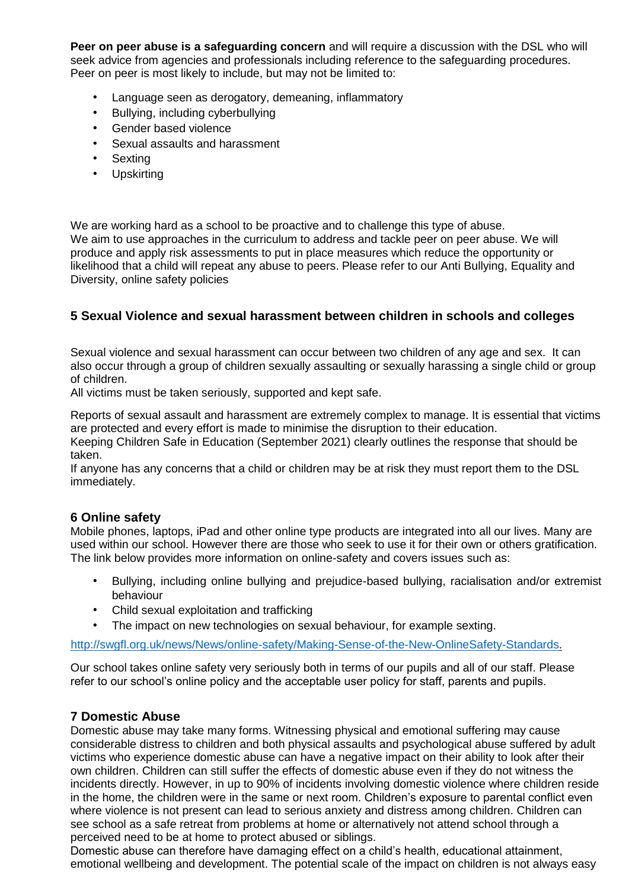**Peer on peer abuse is a safeguarding concern** and will require a discussion with the DSL who will seek advice from agencies and professionals including reference to the safeguarding procedures. Peer on peer is most likely to include, but may not be limited to:

- Language seen as derogatory, demeaning, inflammatory
- Bullying, including cyberbullying
- Gender based violence
- Sexual assaults and harassment
- Sexting
- Upskirting

We are working hard as a school to be proactive and to challenge this type of abuse.
We aim to use approaches in the curriculum to address and tackle peer on peer abuse. We will produce and apply risk assessments to put in place measures which reduce the opportunity or likelihood that a child will repeat any abuse to peers. Please refer to our Anti Bullying, Equality and Diversity, online safety policies

## 5 Sexual Violence and sexual harassment between children in schools and colleges

Sexual violence and sexual harassment can occur between two children of any age and sex. It can also occur through a group of children sexually assaulting or sexually harassing a single child or group of children.
All victims must be taken seriously, supported and kept safe.

Reports of sexual assault and harassment are extremely complex to manage. It is essential that victims are protected and every effort is made to minimise the disruption to their education.
Keeping Children Safe in Education (September 2021) clearly outlines the response that should be taken.
If anyone has any concerns that a child or children may be at risk they must report them to the DSL immediately.

## 6 Online safety

Mobile phones, laptops, iPad and other online type products are integrated into all our lives. Many are used within our school. However there are those who seek to use it for their own or others gratification. The link below provides more information on online-safety and covers issues such as:

- Bullying, including online bullying and prejudice-based bullying, racialisation and/or extremist behaviour
- Child sexual exploitation and trafficking
- The impact on new technologies on sexual behaviour, for example sexting.

http://swgfl.org.uk/news/News/online-safety/Making-Sense-of-the-New-OnlineSafety-Standards.

Our school takes online safety very seriously both in terms of our pupils and all of our staff. Please refer to our school's online policy and the acceptable user policy for staff, parents and pupils.

## 7 Domestic Abuse

Domestic abuse may take many forms. Witnessing physical and emotional suffering may cause considerable distress to children and both physical assaults and psychological abuse suffered by adult victims who experience domestic abuse can have a negative impact on their ability to look after their own children. Children can still suffer the effects of domestic abuse even if they do not witness the incidents directly. However, in up to 90% of incidents involving domestic violence where children reside in the home, the children were in the same or next room. Children's exposure to parental conflict even where violence is not present can lead to serious anxiety and distress among children. Children can see school as a safe retreat from problems at home or alternatively not attend school through a perceived need to be at home to protect abused or siblings.
Domestic abuse can therefore have damaging effect on a child's health, educational attainment, emotional wellbeing and development. The potential scale of the impact on children is not always easy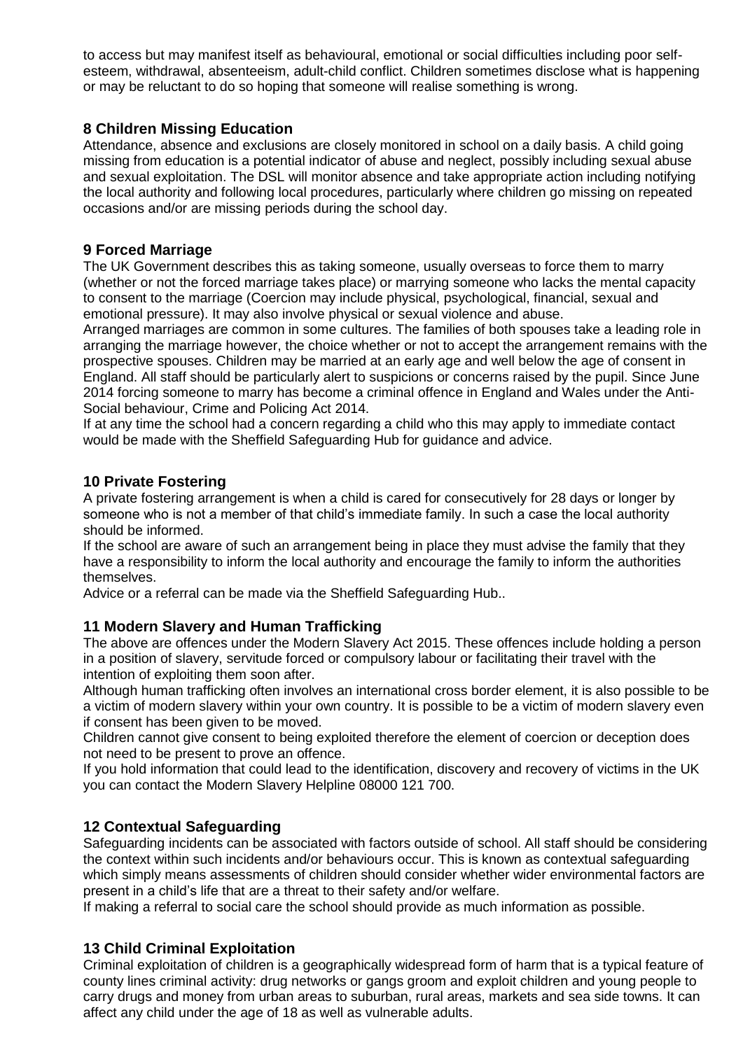to access but may manifest itself as behavioural, emotional or social difficulties including poor self-esteem, withdrawal, absenteeism, adult-child conflict. Children sometimes disclose what is happening or may be reluctant to do so hoping that someone will realise something is wrong.

## 8 Children Missing Education

Attendance, absence and exclusions are closely monitored in school on a daily basis. A child going missing from education is a potential indicator of abuse and neglect, possibly including sexual abuse and sexual exploitation. The DSL will monitor absence and take appropriate action including notifying the local authority and following local procedures, particularly where children go missing on repeated occasions and/or are missing periods during the school day.

## 9 Forced Marriage

The UK Government describes this as taking someone, usually overseas to force them to marry (whether or not the forced marriage takes place) or marrying someone who lacks the mental capacity to consent to the marriage (Coercion may include physical, psychological, financial, sexual and emotional pressure). It may also involve physical or sexual violence and abuse.

Arranged marriages are common in some cultures. The families of both spouses take a leading role in arranging the marriage however, the choice whether or not to accept the arrangement remains with the prospective spouses. Children may be married at an early age and well below the age of consent in England. All staff should be particularly alert to suspicions or concerns raised by the pupil. Since June 2014 forcing someone to marry has become a criminal offence in England and Wales under the Anti-Social behaviour, Crime and Policing Act 2014.

If at any time the school had a concern regarding a child who this may apply to immediate contact would be made with the Sheffield Safeguarding Hub for guidance and advice.

## 10 Private Fostering

A private fostering arrangement is when a child is cared for consecutively for 28 days or longer by someone who is not a member of that child's immediate family. In such a case the local authority should be informed.

If the school are aware of such an arrangement being in place they must advise the family that they have a responsibility to inform the local authority and encourage the family to inform the authorities themselves.

Advice or a referral can be made via the Sheffield Safeguarding Hub..

## 11 Modern Slavery and Human Trafficking

The above are offences under the Modern Slavery Act 2015. These offences include holding a person in a position of slavery, servitude forced or compulsory labour or facilitating their travel with the intention of exploiting them soon after.

Although human trafficking often involves an international cross border element, it is also possible to be a victim of modern slavery within your own country. It is possible to be a victim of modern slavery even if consent has been given to be moved.

Children cannot give consent to being exploited therefore the element of coercion or deception does not need to be present to prove an offence.

If you hold information that could lead to the identification, discovery and recovery of victims in the UK you can contact the Modern Slavery Helpline 08000 121 700.

## 12 Contextual Safeguarding

Safeguarding incidents can be associated with factors outside of school. All staff should be considering the context within such incidents and/or behaviours occur. This is known as contextual safeguarding which simply means assessments of children should consider whether wider environmental factors are present in a child's life that are a threat to their safety and/or welfare.

If making a referral to social care the school should provide as much information as possible.

## 13 Child Criminal Exploitation

Criminal exploitation of children is a geographically widespread form of harm that is a typical feature of county lines criminal activity: drug networks or gangs groom and exploit children and young people to carry drugs and money from urban areas to suburban, rural areas, markets and sea side towns. It can affect any child under the age of 18 as well as vulnerable adults.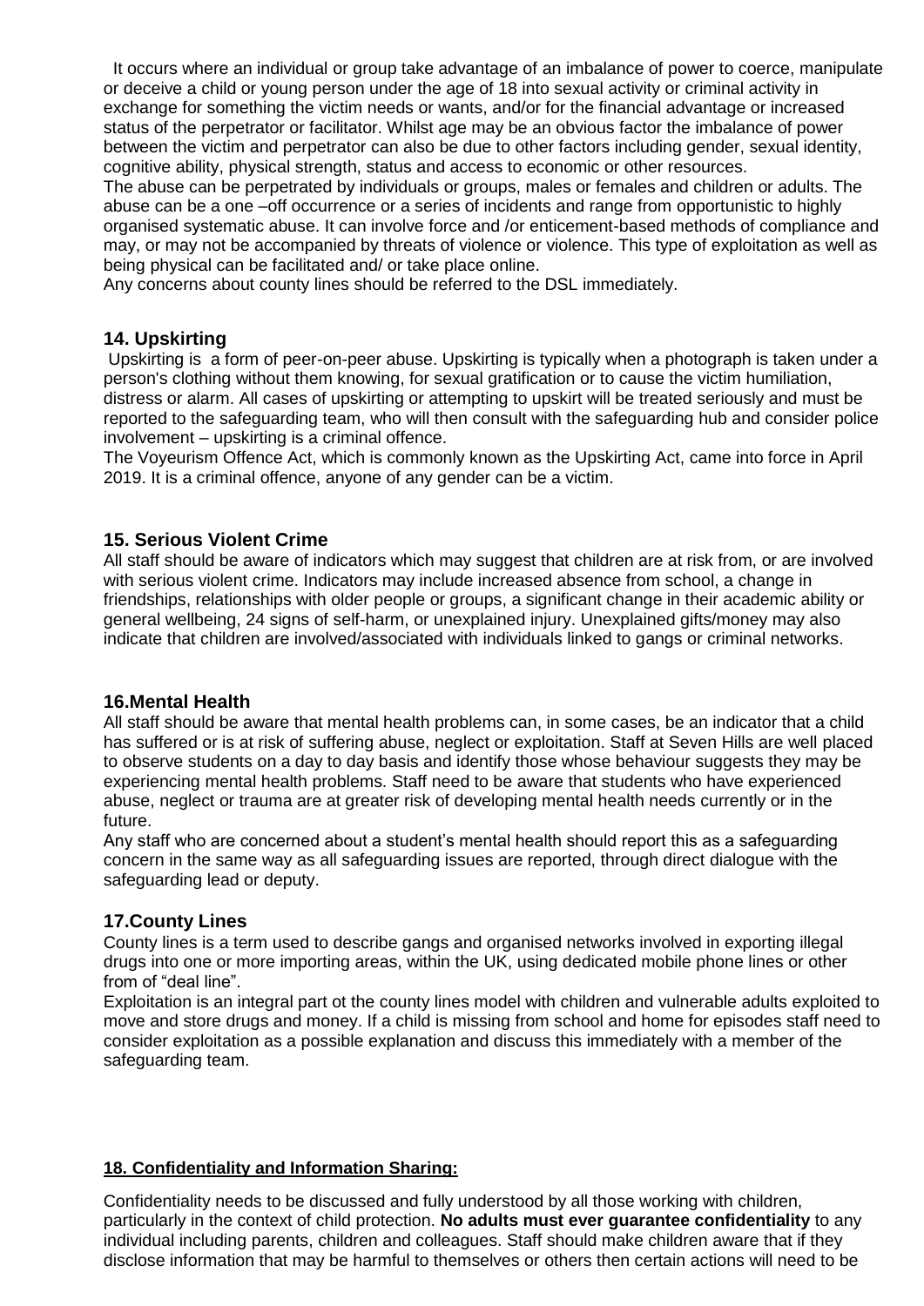It occurs where an individual or group take advantage of an imbalance of power to coerce, manipulate or deceive a child or young person under the age of 18 into sexual activity or criminal activity in exchange for something the victim needs or wants, and/or for the financial advantage or increased status of the perpetrator or facilitator. Whilst age may be an obvious factor the imbalance of power between the victim and perpetrator can also be due to other factors including gender, sexual identity, cognitive ability, physical strength, status and access to economic or other resources.

The abuse can be perpetrated by individuals or groups, males or females and children or adults. The abuse can be a one –off occurrence or a series of incidents and range from opportunistic to highly organised systematic abuse. It can involve force and /or enticement-based methods of compliance and may, or may not be accompanied by threats of violence or violence. This type of exploitation as well as being physical can be facilitated and/ or take place online.

Any concerns about county lines should be referred to the DSL immediately.

### 14. Upskirting

Upskirting is a form of peer-on-peer abuse. Upskirting is typically when a photograph is taken under a person's clothing without them knowing, for sexual gratification or to cause the victim humiliation, distress or alarm. All cases of upskirting or attempting to upskirt will be treated seriously and must be reported to the safeguarding team, who will then consult with the safeguarding hub and consider police involvement – upskirting is a criminal offence.

The Voyeurism Offence Act, which is commonly known as the Upskirting Act, came into force in April 2019. It is a criminal offence, anyone of any gender can be a victim.

### 15. Serious Violent Crime

All staff should be aware of indicators which may suggest that children are at risk from, or are involved with serious violent crime. Indicators may include increased absence from school, a change in friendships, relationships with older people or groups, a significant change in their academic ability or general wellbeing, 24 signs of self-harm, or unexplained injury. Unexplained gifts/money may also indicate that children are involved/associated with individuals linked to gangs or criminal networks.

### 16.Mental Health

All staff should be aware that mental health problems can, in some cases, be an indicator that a child has suffered or is at risk of suffering abuse, neglect or exploitation. Staff at Seven Hills are well placed to observe students on a day to day basis and identify those whose behaviour suggests they may be experiencing mental health problems. Staff need to be aware that students who have experienced abuse, neglect or trauma are at greater risk of developing mental health needs currently or in the future.

Any staff who are concerned about a student's mental health should report this as a safeguarding concern in the same way as all safeguarding issues are reported, through direct dialogue with the safeguarding lead or deputy.

### 17.County Lines

County lines is a term used to describe gangs and organised networks involved in exporting illegal drugs into one or more importing areas, within the UK, using dedicated mobile phone lines or other from of "deal line".

Exploitation is an integral part ot the county lines model with children and vulnerable adults exploited to move and store drugs and money. If a child is missing from school and home for episodes staff need to consider exploitation as a possible explanation and discuss this immediately with a member of the safeguarding team.

### 18. Confidentiality and Information Sharing:

Confidentiality needs to be discussed and fully understood by all those working with children, particularly in the context of child protection. **No adults must ever guarantee confidentiality** to any individual including parents, children and colleagues. Staff should make children aware that if they disclose information that may be harmful to themselves or others then certain actions will need to be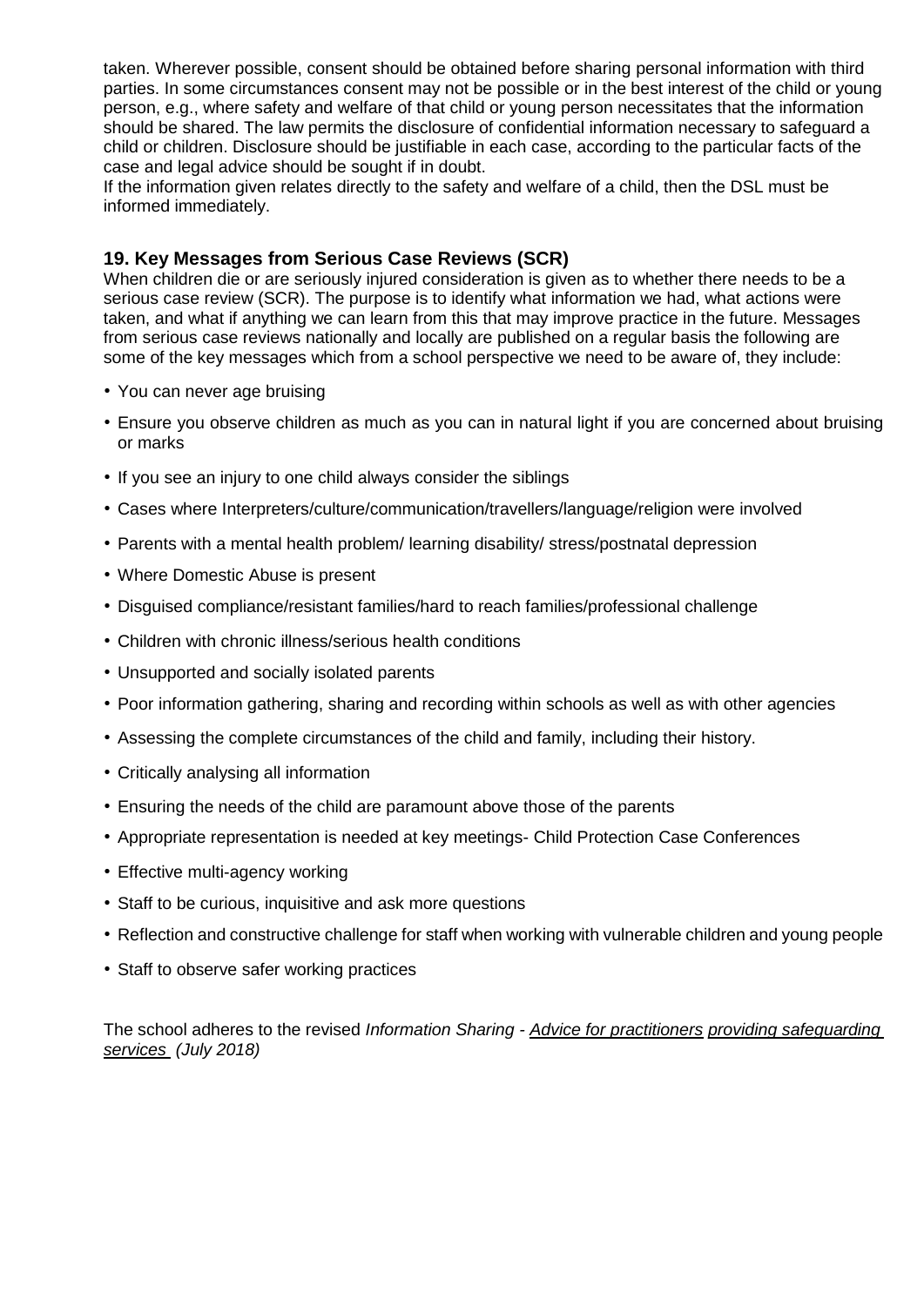taken. Wherever possible, consent should be obtained before sharing personal information with third parties. In some circumstances consent may not be possible or in the best interest of the child or young person, e.g., where safety and welfare of that child or young person necessitates that the information should be shared. The law permits the disclosure of confidential information necessary to safeguard a child or children. Disclosure should be justifiable in each case, according to the particular facts of the case and legal advice should be sought if in doubt.

If the information given relates directly to the safety and welfare of a child, then the DSL must be informed immediately.

## 19. Key Messages from Serious Case Reviews (SCR)

When children die or are seriously injured consideration is given as to whether there needs to be a serious case review (SCR). The purpose is to identify what information we had, what actions were taken, and what if anything we can learn from this that may improve practice in the future. Messages from serious case reviews nationally and locally are published on a regular basis the following are some of the key messages which from a school perspective we need to be aware of, they include:

- You can never age bruising
- Ensure you observe children as much as you can in natural light if you are concerned about bruising or marks
- If you see an injury to one child always consider the siblings
- Cases where Interpreters/culture/communication/travellers/language/religion were involved
- Parents with a mental health problem/ learning disability/ stress/postnatal depression
- Where Domestic Abuse is present
- Disguised compliance/resistant families/hard to reach families/professional challenge
- Children with chronic illness/serious health conditions
- Unsupported and socially isolated parents
- Poor information gathering, sharing and recording within schools as well as with other agencies
- Assessing the complete circumstances of the child and family, including their history.
- Critically analysing all information
- Ensuring the needs of the child are paramount above those of the parents
- Appropriate representation is needed at key meetings- Child Protection Case Conferences
- Effective multi-agency working
- Staff to be curious, inquisitive and ask more questions
- Reflection and constructive challenge for staff when working with vulnerable children and young people
- Staff to observe safer working practices

The school adheres to the revised *Information Sharing - Advice for practitioners providing safeguarding services (July 2018)*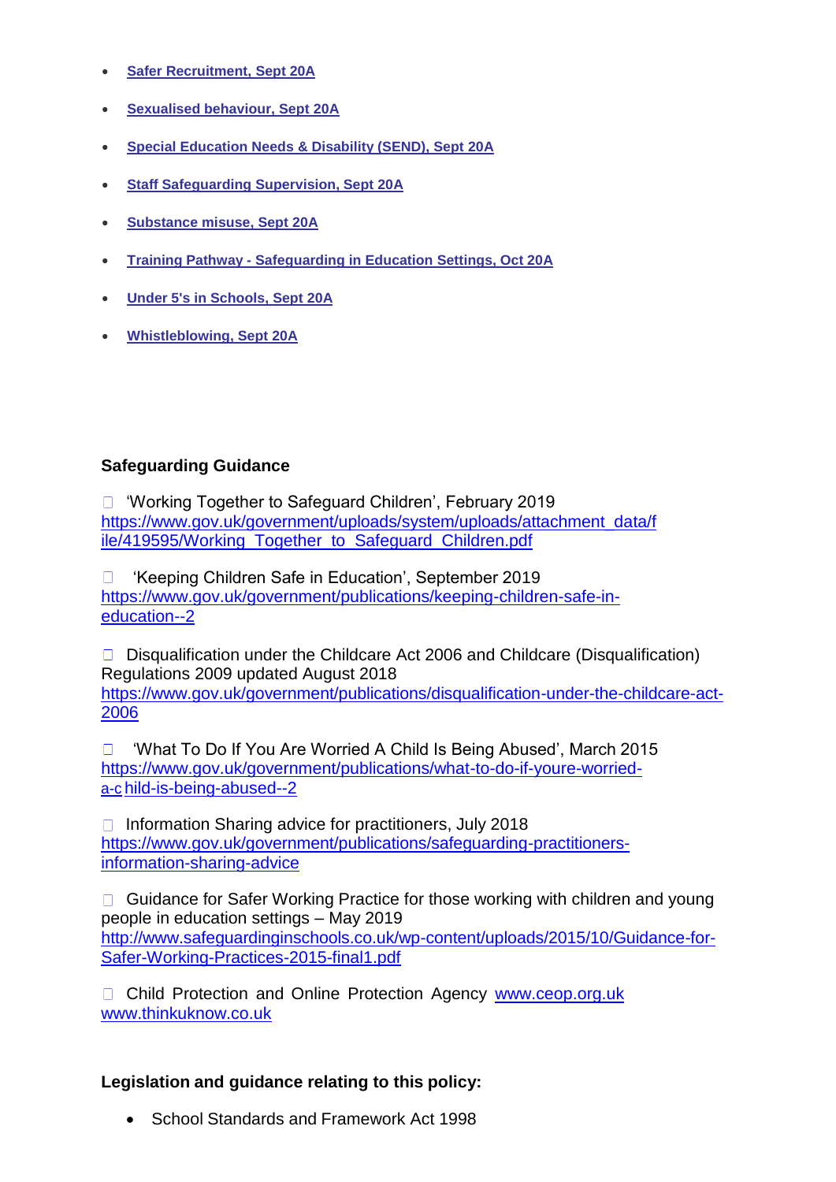- Safer Recruitment, Sept 20A
- Sexualised behaviour, Sept 20A
- Special Education Needs & Disability (SEND), Sept 20A
- Staff Safeguarding Supervision, Sept 20A
- Substance misuse, Sept 20A
- Training Pathway - Safeguarding in Education Settings, Oct 20A
- Under 5's in Schools, Sept 20A
- Whistleblowing, Sept 20A

**Safeguarding Guidance**

- 'Working Together to Safeguard Children', February 2019 https://www.gov.uk/government/uploads/system/uploads/attachment_data/file/419595/Working_Together_to_Safeguard_Children.pdf
- 'Keeping Children Safe in Education', September 2019 https://www.gov.uk/government/publications/keeping-children-safe-in-education--2
- Disqualification under the Childcare Act 2006 and Childcare (Disqualification) Regulations 2009 updated August 2018 https://www.gov.uk/government/publications/disqualification-under-the-childcare-act-2006
- 'What To Do If You Are Worried A Child Is Being Abused', March 2015 https://www.gov.uk/government/publications/what-to-do-if-youre-worried-a-child-is-being-abused--2
- Information Sharing advice for practitioners, July 2018 https://www.gov.uk/government/publications/safeguarding-practitioners-information-sharing-advice
- Guidance for Safer Working Practice for those working with children and young people in education settings – May 2019 http://www.safeguardinginschools.co.uk/wp-content/uploads/2015/10/Guidance-for-Safer-Working-Practices-2015-final1.pdf
- Child Protection and Online Protection Agency www.ceop.org.uk www.thinkuknow.co.uk

**Legislation and guidance relating to this policy:**

- School Standards and Framework Act 1998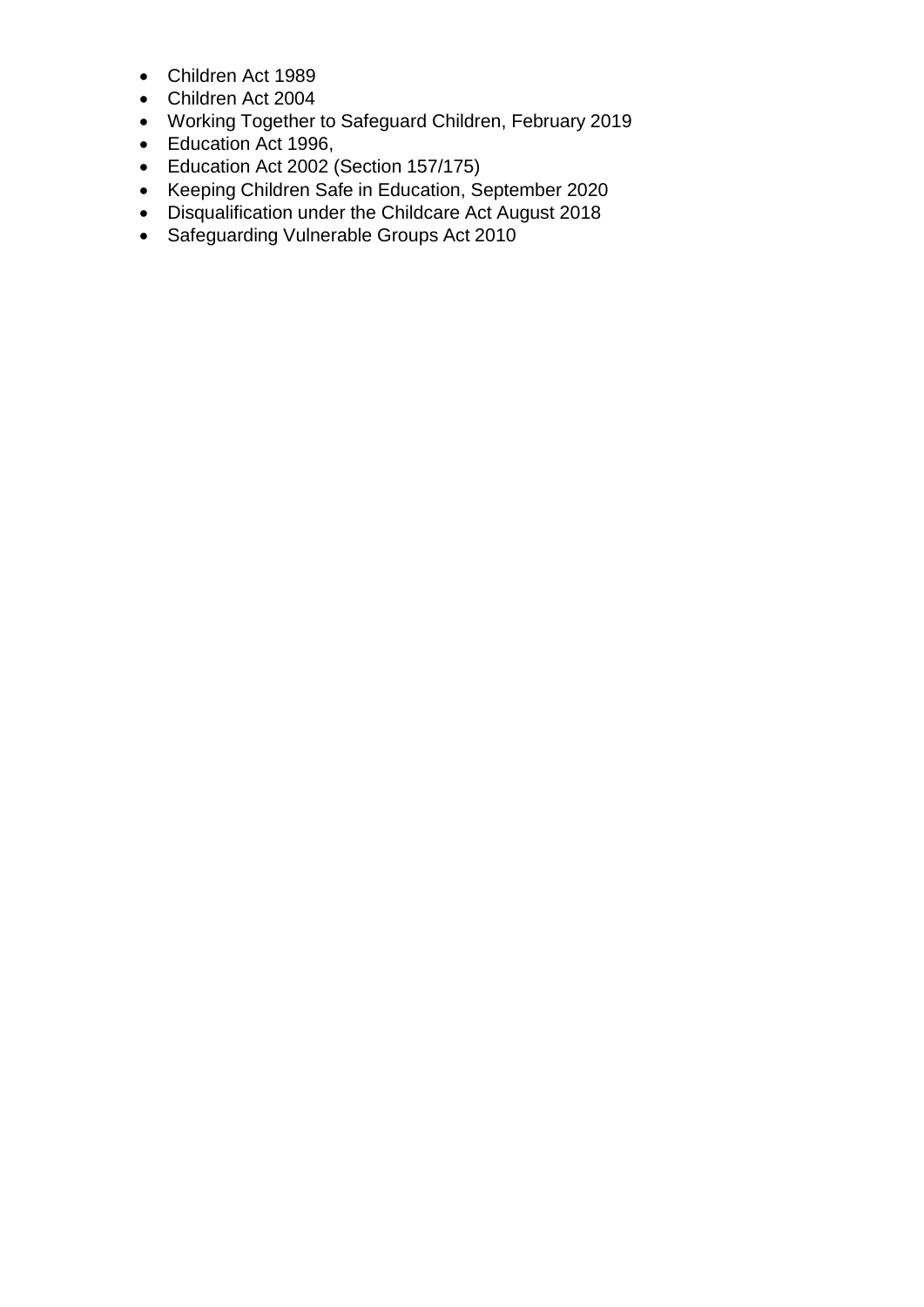- Children Act 1989
- Children Act 2004
- Working Together to Safeguard Children, February 2019
- Education Act 1996,
- Education Act 2002 (Section 157/175)
- Keeping Children Safe in Education, September 2020
- Disqualification under the Childcare Act August 2018
- Safeguarding Vulnerable Groups Act 2010